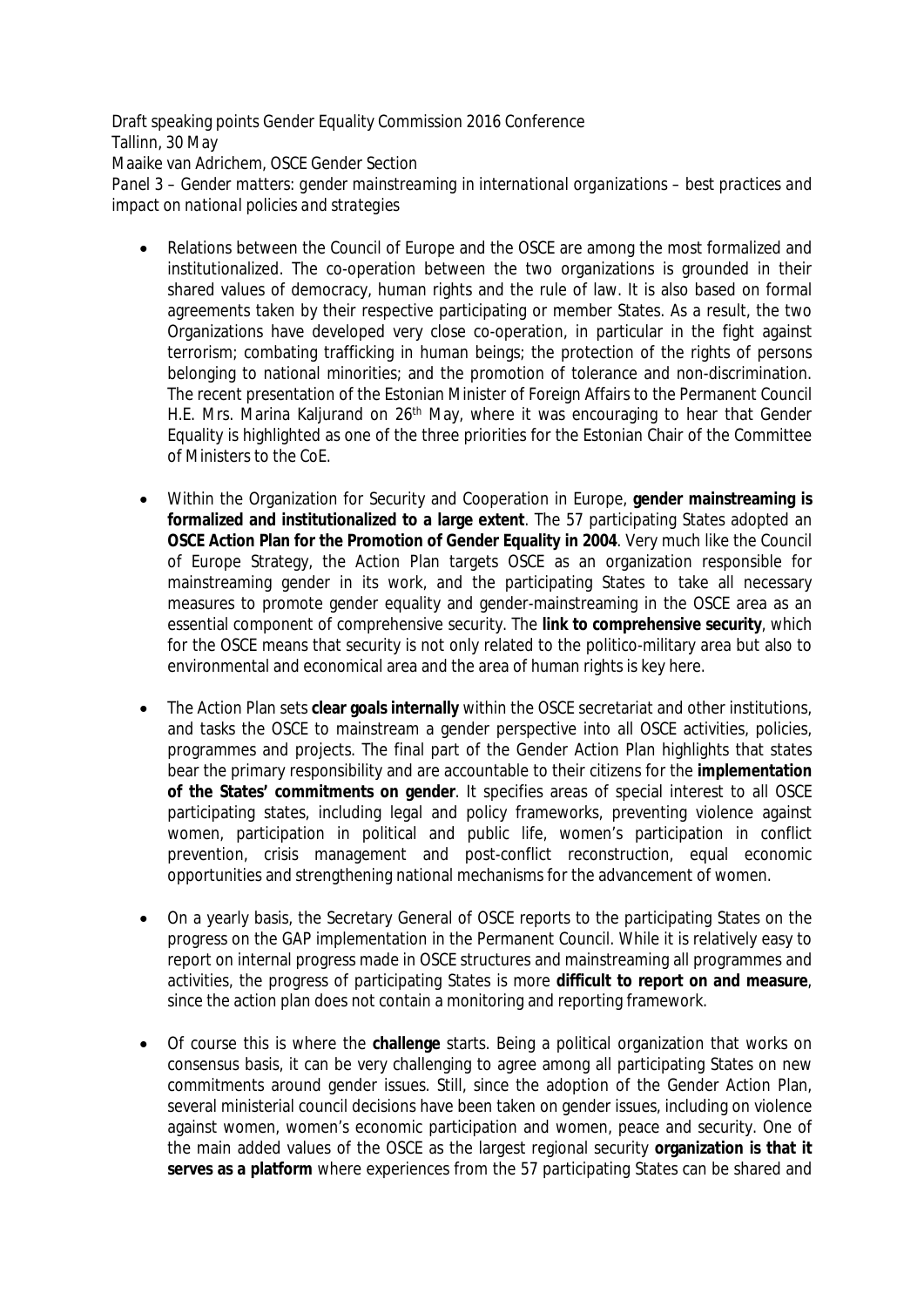Draft speaking points Gender Equality Commission 2016 Conference
Tallinn, 30 May
Maaike van Adrichem, OSCE Gender Section
*Panel 3 – Gender matters: gender mainstreaming in international organizations – best practices and impact on national policies and strategies*

- Relations between the Council of Europe and the OSCE are among the most formalized and institutionalized. The co-operation between the two organizations is grounded in their shared values of democracy, human rights and the rule of law. It is also based on formal agreements taken by their respective participating or member States. As a result, the two Organizations have developed very close co-operation, in particular in the fight against terrorism; combating trafficking in human beings; the protection of the rights of persons belonging to national minorities; and the promotion of tolerance and non-discrimination. The recent presentation of the Estonian Minister of Foreign Affairs to the Permanent Council H.E. Mrs. Marina Kaljurand on 26th May, where it was encouraging to hear that Gender Equality is highlighted as one of the three priorities for the Estonian Chair of the Committee of Ministers to the CoE.

- Within the Organization for Security and Cooperation in Europe, **gender mainstreaming is formalized and institutionalized to a large extent**. The 57 participating States adopted an **OSCE Action Plan for the Promotion of Gender Equality in 2004**. Very much like the Council of Europe Strategy, the Action Plan targets OSCE as an organization responsible for mainstreaming gender in its work, and the participating States to take all necessary measures to promote gender equality and gender-mainstreaming in the OSCE area as an essential component of comprehensive security. The **link to comprehensive security**, which for the OSCE means that security is not only related to the politico-military area but also to environmental and economical area and the area of human rights is key here.

- The Action Plan sets **clear goals internally** within the OSCE secretariat and other institutions, and tasks the OSCE to mainstream a gender perspective into all OSCE activities, policies, programmes and projects. The final part of the Gender Action Plan highlights that states bear the primary responsibility and are accountable to their citizens for the **implementation of the States' commitments on gender**. It specifies areas of special interest to all OSCE participating states, including legal and policy frameworks, preventing violence against women, participation in political and public life, women's participation in conflict prevention, crisis management and post-conflict reconstruction, equal economic opportunities and strengthening national mechanisms for the advancement of women.

- On a yearly basis, the Secretary General of OSCE reports to the participating States on the progress on the GAP implementation in the Permanent Council. While it is relatively easy to report on internal progress made in OSCE structures and mainstreaming all programmes and activities, the progress of participating States is more **difficult to report on and measure**, since the action plan does not contain a monitoring and reporting framework.

- Of course this is where the **challenge** starts. Being a political organization that works on consensus basis, it can be very challenging to agree among all participating States on new commitments around gender issues. Still, since the adoption of the Gender Action Plan, several ministerial council decisions have been taken on gender issues, including on violence against women, women's economic participation and women, peace and security. One of the main added values of the OSCE as the largest regional security **organization is that it serves as a platform** where experiences from the 57 participating States can be shared and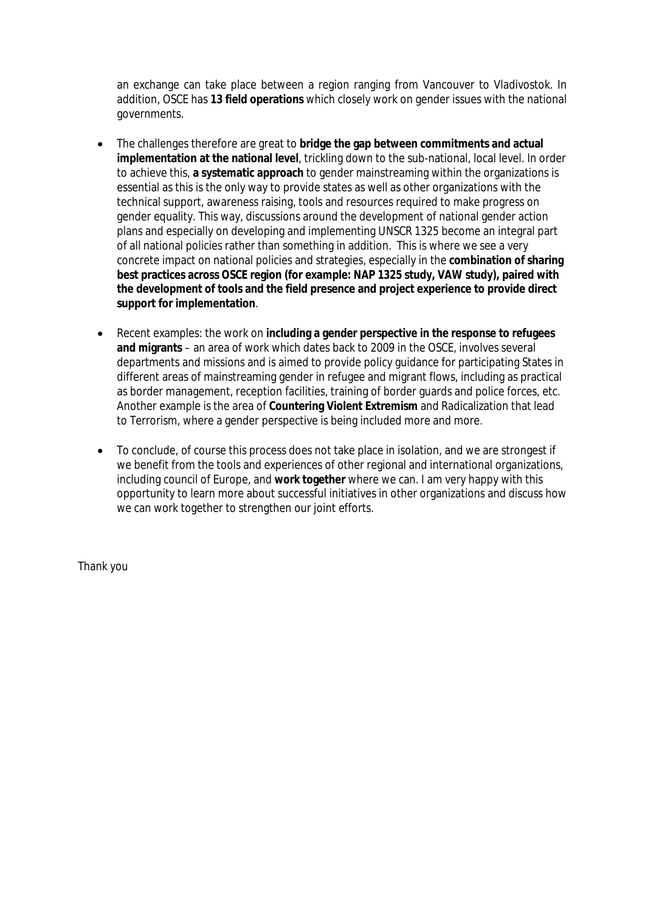an exchange can take place between a region ranging from Vancouver to Vladivostok. In addition, OSCE has **13 field operations** which closely work on gender issues with the national governments.

- The challenges therefore are great to **bridge the gap between commitments and actual implementation at the national level**, trickling down to the sub-national, local level. In order to achieve this, **a systematic approach** to gender mainstreaming within the organizations is essential as this is the only way to provide states as well as other organizations with the technical support, awareness raising, tools and resources required to make progress on gender equality. This way, discussions around the development of national gender action plans and especially on developing and implementing UNSCR 1325 become an integral part of all national policies rather than something in addition. This is where we see a very concrete impact on national policies and strategies, especially in the **combination of sharing best practices across OSCE region (for example: NAP 1325 study, VAW study), paired with the development of tools and the field presence and project experience to provide direct support for implementation**.

- Recent examples: the work on **including a gender perspective in the response to refugees and migrants** – an area of work which dates back to 2009 in the OSCE, involves several departments and missions and is aimed to provide policy guidance for participating States in different areas of mainstreaming gender in refugee and migrant flows, including as practical as border management, reception facilities, training of border guards and police forces, etc. Another example is the area of **Countering Violent Extremism** and Radicalization that lead to Terrorism, where a gender perspective is being included more and more.

- To conclude, of course this process does not take place in isolation, and we are strongest if we benefit from the tools and experiences of other regional and international organizations, including council of Europe, and **work together** where we can. I am very happy with this opportunity to learn more about successful initiatives in other organizations and discuss how we can work together to strengthen our joint efforts.

Thank you